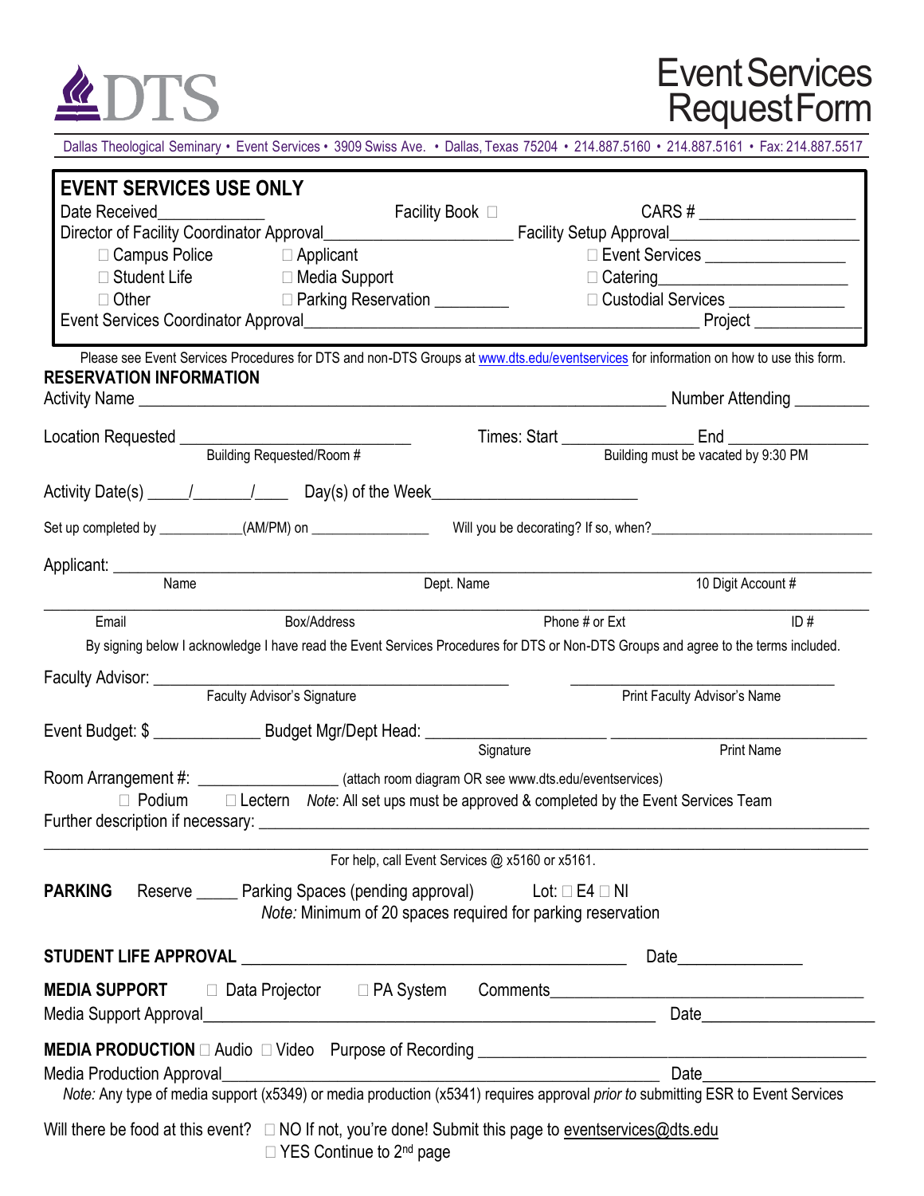DTS

# Event Services Request Form

Dallas Theological Seminary • Event Services • 3909 Swiss Ave. • Dallas, Texas 75204 • 214.887.5160 • 214.887.5161 • Fax: 214.887.5517

## EVENT SERVICES USE ONLY

Date Received____________ Facility Book ☐ CARS # _________________

Director of Facility Coordinator Approval____________________ Facility Setup Approval____________________

☐ Campus Police ☐ Applicant ☐ Event Services _______________

☐ Student Life ☐ Media Support ☐ Catering_____________________

☐ Other ☐ Parking Reservation ________ ☐ Custodial Services _____________

Event Services Coordinator Approval_____________________________________________ Project ____________

Please see Event Services Procedures for DTS and non-DTS Groups at www.dts.edu/eventservices for information on how to use this form.

## RESERVATION INFORMATION

Activity Name ____________________________________________________________ Number Attending _________

Location Requested ___________________________ Times: Start _______________ End ________________

Building Requested/Room # — Building must be vacated by 9:30 PM

Activity Date(s) _____/_______/_____ Day(s) of the Week_______________________

Set up completed by ___________(AM/PM) on _______________ Will you be decorating? If so, when?____________________________

Applicant: ______________________________________________________________________________

Name — Dept. Name — 10 Digit Account #

______________________________________________________________________________

Email — Box/Address — Phone # or Ext — ID #

By signing below I acknowledge I have read the Event Services Procedures for DTS or Non-DTS Groups and agree to the terms included.

Faculty Advisor: ________________________________________ ______________________________

Faculty Advisor's Signature — Print Faculty Advisor's Name

Event Budget: $ _____________ Budget Mgr/Dept Head: ____________________ ____________________________

Signature — Print Name

Room Arrangement #: ________________ (attach room diagram OR see www.dts.edu/eventservices)

☐ Podium ☐ Lectern *Note*: All set ups must be approved & completed by the Event Services Team

Further description if necessary: ______________________________________________________________

______________________________________________________________________________

For help, call Event Services @ x5160 or x5161.

**PARKING** Reserve _____ Parking Spaces (pending approval) Lot: ☐ E4 ☐ NI

*Note:* Minimum of 20 spaces required for parking reservation

**STUDENT LIFE APPROVAL** _____________________________________________ Date______________

**MEDIA SUPPORT** ☐ Data Projector ☐ PA System Comments____________________________________

Media Support Approval____________________________________________________ Date___________________

**MEDIA PRODUCTION** ☐ Audio ☐ Video Purpose of Recording _____________________________________________

Media Production Approval__________________________________________________ Date__________________

*Note:* Any type of media support (x5349) or media production (x5341) requires approval *prior to* submitting ESR to Event Services

Will there be food at this event? ☐ NO If not, you're done! Submit this page to eventservices@dts.edu

☐ YES Continue to 2nd page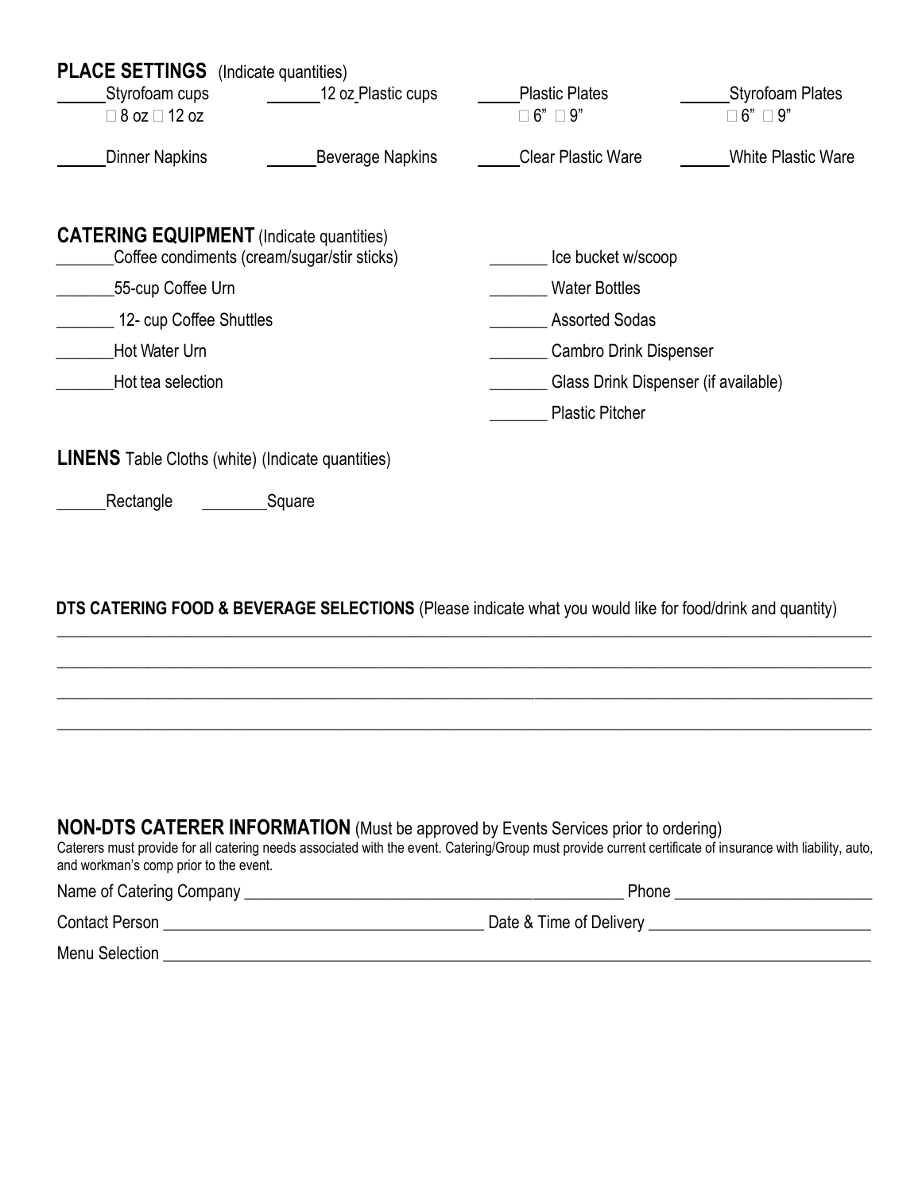**PLACE SETTINGS** (Indicate quantities)

______Styrofoam cups ☐ 8 oz ☐ 12 oz

______12 oz Plastic cups

_____Plastic Plates ☐ 6" ☐ 9"

______Styrofoam Plates ☐ 6" ☐ 9"

______Dinner Napkins

______Beverage Napkins

_____Clear Plastic Ware

______White Plastic Ware

**CATERING EQUIPMENT** (Indicate quantities)

_______Coffee condiments (cream/sugar/stir sticks)

_______55-cup Coffee Urn

_______ 12- cup Coffee Shuttles

_______Hot Water Urn

_______Hot tea selection

_______ Ice bucket w/scoop

_______ Water Bottles

_______ Assorted Sodas

_______ Cambro Drink Dispenser

_______ Glass Drink Dispenser (if available)

_______ Plastic Pitcher

**LINENS** Table Cloths (white) (Indicate quantities)

______Rectangle ________Square

**DTS CATERING FOOD & BEVERAGE SELECTIONS** (Please indicate what you would like for food/drink and quantity)

________________________________________________________________________________________________

________________________________________________________________________________________________

________________________________________________________________________________________________

________________________________________________________________________________________________

**NON-DTS CATERER INFORMATION** (Must be approved by Events Services prior to ordering)

Caterers must provide for all catering needs associated with the event. Catering/Group must provide current certificate of insurance with liability, auto, and workman's comp prior to the event.

Name of Catering Company ______________________________________________ Phone ________________________

Contact Person ______________________________________ Date & Time of Delivery __________________________

Menu Selection ________________________________________________________________________________